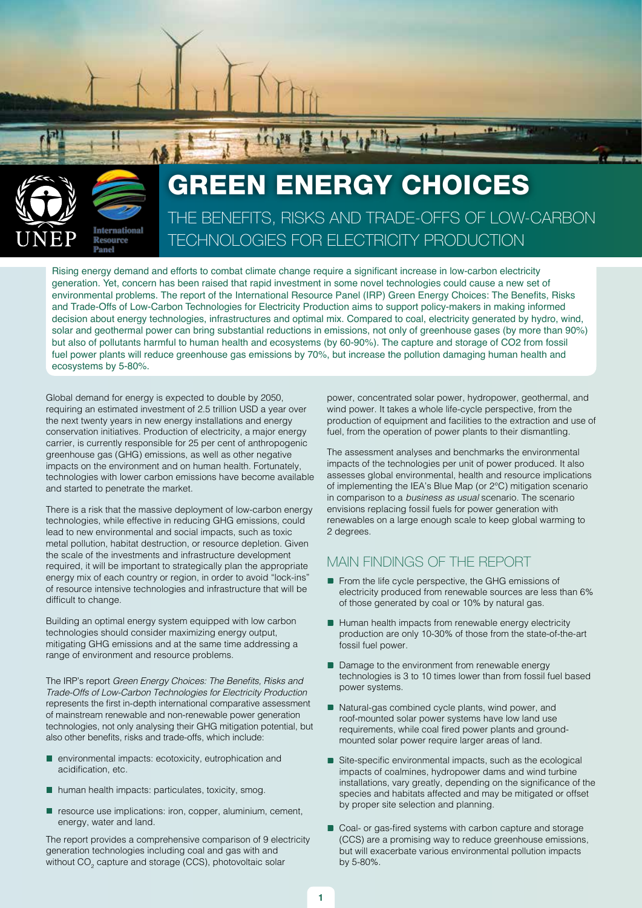# GREEN ENERGY CHOICES

## THE BENEFITS, RISKS AND TRADE-OFFS OF LOW-CARBON TECHNOLOGIES FOR ELECTRICITY PRODUCTION

Rising energy demand and efforts to combat climate change require a significant increase in low-carbon electricity generation. Yet, concern has been raised that rapid investment in some novel technologies could cause a new set of environmental problems. The report of the International Resource Panel (IRP) Green Energy Choices: The Benefits, Risks and Trade-Offs of Low-Carbon Technologies for Electricity Production aims to support policy-makers in making informed decision about energy technologies, infrastructures and optimal mix. Compared to coal, electricity generated by hydro, wind, solar and geothermal power can bring substantial reductions in emissions, not only of greenhouse gases (by more than 90%) but also of pollutants harmful to human health and ecosystems (by 60-90%). The capture and storage of CO2 from fossil fuel power plants will reduce greenhouse gas emissions by 70%, but increase the pollution damaging human health and ecosystems by 5-80%.

Global demand for energy is expected to double by 2050, requiring an estimated investment of 2.5 trillion USD a year over the next twenty years in new energy installations and energy conservation initiatives. Production of electricity, a major energy carrier, is currently responsible for 25 per cent of anthropogenic greenhouse gas (GHG) emissions, as well as other negative impacts on the environment and on human health. Fortunately, technologies with lower carbon emissions have become available and started to penetrate the market.

There is a risk that the massive deployment of low-carbon energy technologies, while effective in reducing GHG emissions, could lead to new environmental and social impacts, such as toxic metal pollution, habitat destruction, or resource depletion. Given the scale of the investments and infrastructure development required, it will be important to strategically plan the appropriate energy mix of each country or region, in order to avoid "lock-ins" of resource intensive technologies and infrastructure that will be difficult to change.

Building an optimal energy system equipped with low carbon technologies should consider maximizing energy output, mitigating GHG emissions and at the same time addressing a range of environment and resource problems.

The IRP's report *Green Energy Choices: The Benefits, Risks and Trade-Offs of Low-Carbon Technologies for Electricity Production* represents the first in-depth international comparative assessment of mainstream renewable and non-renewable power generation technologies, not only analysing their GHG mitigation potential, but also other benefits, risks and trade-offs, which include:

- environmental impacts: ecotoxicity, eutrophication and acidification, etc.
- human health impacts: particulates, toxicity, smog.
- resource use implications: iron, copper, aluminium, cement, energy, water and land.

The report provides a comprehensive comparison of 9 electricity generation technologies including coal and gas with and without $CO_2$ capture and storage (CCS), photovoltaic solar power, concentrated solar power, hydropower, geothermal, and wind power. It takes a whole life-cycle perspective, from the production of equipment and facilities to the extraction and use of fuel, from the operation of power plants to their dismantling.

The assessment analyses and benchmarks the environmental impacts of the technologies per unit of power produced. It also assesses global environmental, health and resource implications of implementing the IEA's Blue Map (or 2°C) mitigation scenario in comparison to a *business as usual* scenario. The scenario envisions replacing fossil fuels for power generation with renewables on a large enough scale to keep global warming to 2 degrees.

## MAIN FINDINGS OF THE REPORT

- From the life cycle perspective, the GHG emissions of electricity produced from renewable sources are less than 6% of those generated by coal or 10% by natural gas.
- Human health impacts from renewable energy electricity production are only 10-30% of those from the state-of-the-art fossil fuel power.
- Damage to the environment from renewable energy technologies is 3 to 10 times lower than from fossil fuel based power systems.
- Natural-gas combined cycle plants, wind power, and roof-mounted solar power systems have low land use requirements, while coal fired power plants and ground-mounted solar power require larger areas of land.
- Site-specific environmental impacts, such as the ecological impacts of coalmines, hydropower dams and wind turbine installations, vary greatly, depending on the significance of the species and habitats affected and may be mitigated or offset by proper site selection and planning.
- Coal- or gas-fired systems with carbon capture and storage (CCS) are a promising way to reduce greenhouse emissions, but will exacerbate various environmental pollution impacts by 5-80%.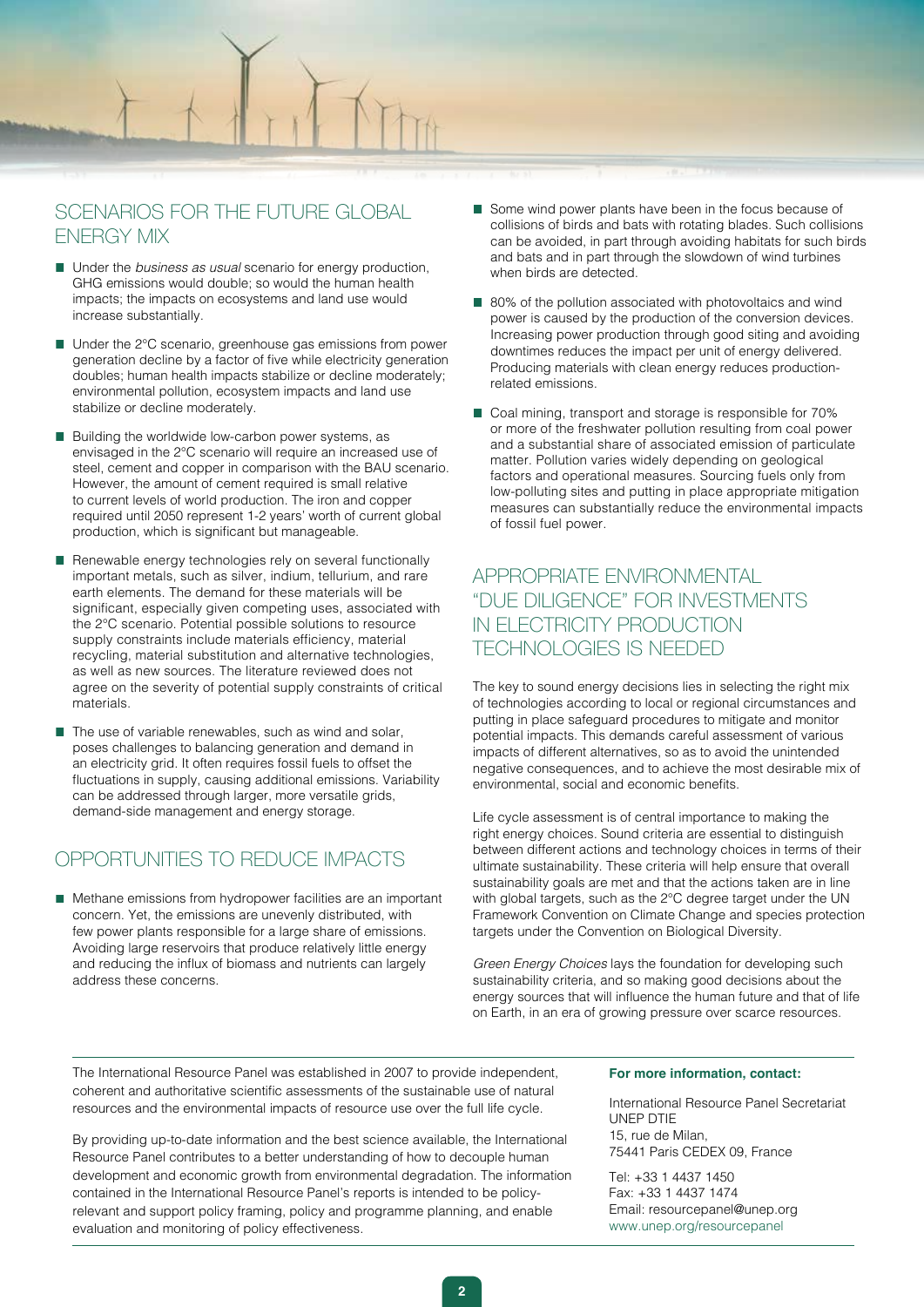## SCENARIOS FOR THE FUTURE GLOBAL ENERGY MIX

- Under the *business as usual* scenario for energy production, GHG emissions would double; so would the human health impacts; the impacts on ecosystems and land use would increase substantially.
- Under the 2°C scenario, greenhouse gas emissions from power generation decline by a factor of five while electricity generation doubles; human health impacts stabilize or decline moderately; environmental pollution, ecosystem impacts and land use stabilize or decline moderately.
- Building the worldwide low-carbon power systems, as envisaged in the 2°C scenario will require an increased use of steel, cement and copper in comparison with the BAU scenario. However, the amount of cement required is small relative to current levels of world production. The iron and copper required until 2050 represent 1-2 years' worth of current global production, which is significant but manageable.
- Renewable energy technologies rely on several functionally important metals, such as silver, indium, tellurium, and rare earth elements. The demand for these materials will be significant, especially given competing uses, associated with the 2°C scenario. Potential possible solutions to resource supply constraints include materials efficiency, material recycling, material substitution and alternative technologies, as well as new sources. The literature reviewed does not agree on the severity of potential supply constraints of critical materials.
- The use of variable renewables, such as wind and solar, poses challenges to balancing generation and demand in an electricity grid. It often requires fossil fuels to offset the fluctuations in supply, causing additional emissions. Variability can be addressed through larger, more versatile grids, demand-side management and energy storage.

## OPPORTUNITIES TO REDUCE IMPACTS

- Methane emissions from hydropower facilities are an important concern. Yet, the emissions are unevenly distributed, with few power plants responsible for a large share of emissions. Avoiding large reservoirs that produce relatively little energy and reducing the influx of biomass and nutrients can largely address these concerns.
- Some wind power plants have been in the focus because of collisions of birds and bats with rotating blades. Such collisions can be avoided, in part through avoiding habitats for such birds and bats and in part through the slowdown of wind turbines when birds are detected.
- 80% of the pollution associated with photovoltaics and wind power is caused by the production of the conversion devices. Increasing power production through good siting and avoiding downtimes reduces the impact per unit of energy delivered. Producing materials with clean energy reduces production-related emissions.
- Coal mining, transport and storage is responsible for 70% or more of the freshwater pollution resulting from coal power and a substantial share of associated emission of particulate matter. Pollution varies widely depending on geological factors and operational measures. Sourcing fuels only from low-polluting sites and putting in place appropriate mitigation measures can substantially reduce the environmental impacts of fossil fuel power.

## APPROPRIATE ENVIRONMENTAL "DUE DILIGENCE" FOR INVESTMENTS IN ELECTRICITY PRODUCTION TECHNOLOGIES IS NEEDED

The key to sound energy decisions lies in selecting the right mix of technologies according to local or regional circumstances and putting in place safeguard procedures to mitigate and monitor potential impacts. This demands careful assessment of various impacts of different alternatives, so as to avoid the unintended negative consequences, and to achieve the most desirable mix of environmental, social and economic benefits.

Life cycle assessment is of central importance to making the right energy choices. Sound criteria are essential to distinguish between different actions and technology choices in terms of their ultimate sustainability. These criteria will help ensure that overall sustainability goals are met and that the actions taken are in line with global targets, such as the 2°C degree target under the UN Framework Convention on Climate Change and species protection targets under the Convention on Biological Diversity.

*Green Energy Choices* lays the foundation for developing such sustainability criteria, and so making good decisions about the energy sources that will influence the human future and that of life on Earth, in an era of growing pressure over scarce resources.

---

The International Resource Panel was established in 2007 to provide independent, coherent and authoritative scientific assessments of the sustainable use of natural resources and the environmental impacts of resource use over the full life cycle.

By providing up-to-date information and the best science available, the International Resource Panel contributes to a better understanding of how to decouple human development and economic growth from environmental degradation. The information contained in the International Resource Panel's reports is intended to be policy-relevant and support policy framing, policy and programme planning, and enable evaluation and monitoring of policy effectiveness.

**For more information, contact:**

International Resource Panel Secretariat
UNEP DTIE
15, rue de Milan,
75441 Paris CEDEX 09, France

Tel: +33 1 4437 1450
Fax: +33 1 4437 1474
Email: resourcepanel@unep.org
www.unep.org/resourcepanel